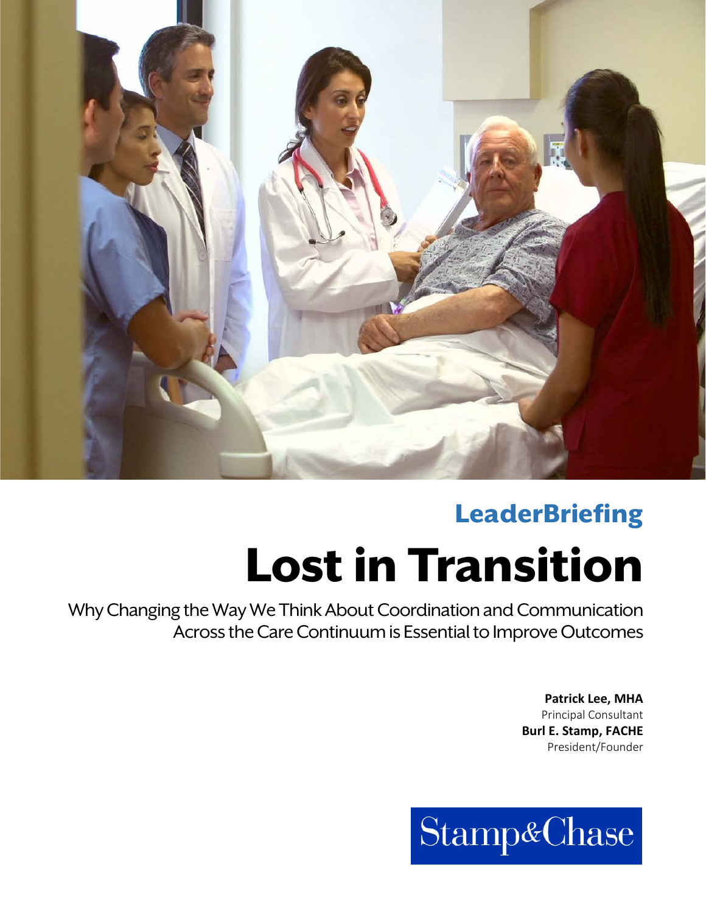**LeaderBriefing**

# Lost in Transition

Why Changing the Way We Think About Coordination and Communication Across the Care Continuum is Essential to Improve Outcomes

**Patrick Lee, MHA**
Principal Consultant
**Burl E. Stamp, FACHE**
President/Founder

Stamp&Chase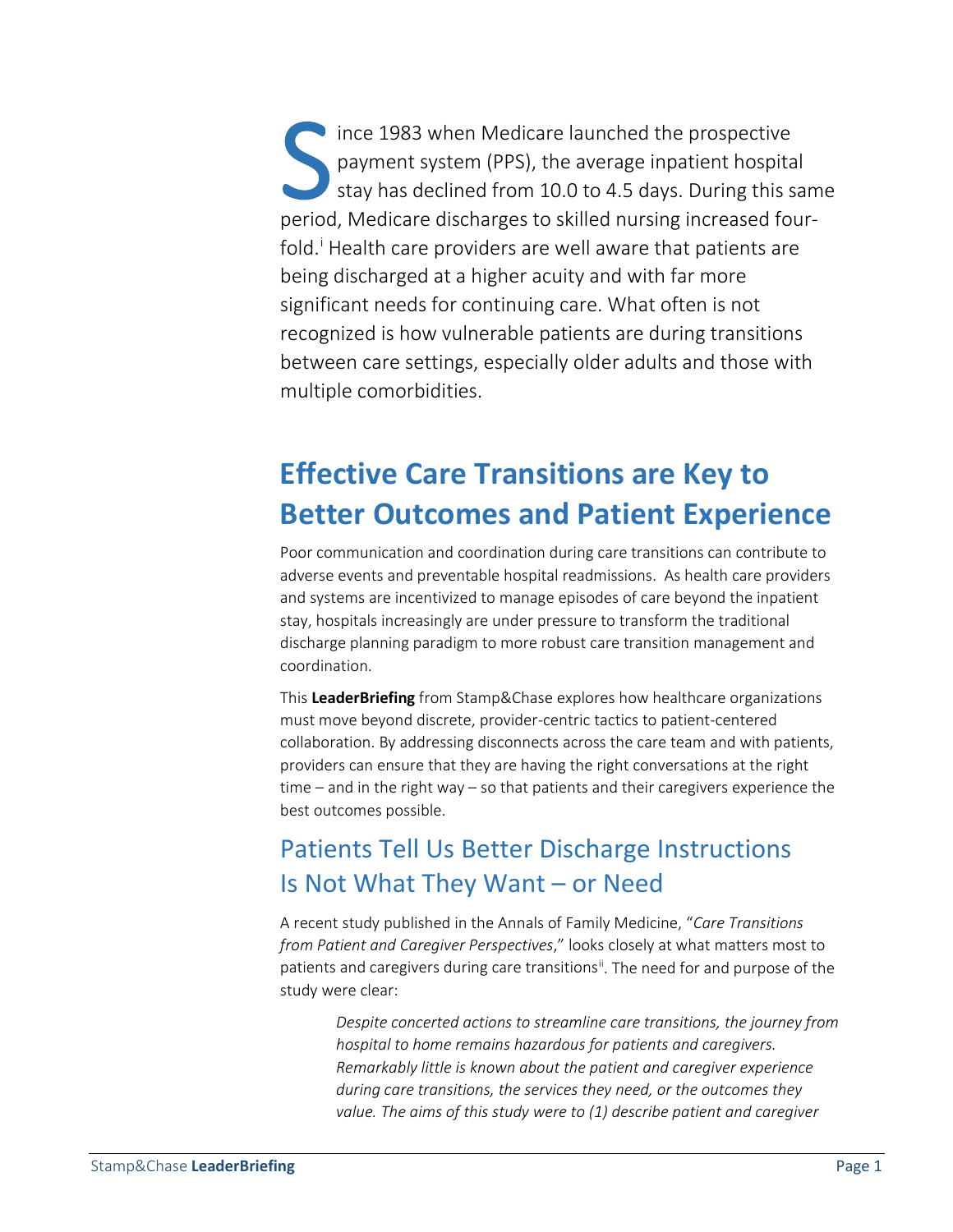Since 1983 when Medicare launched the prospective payment system (PPS), the average inpatient hospital stay has declined from 10.0 to 4.5 days. During this same period, Medicare discharges to skilled nursing increased four-fold.[i] Health care providers are well aware that patients are being discharged at a higher acuity and with far more significant needs for continuing care. What often is not recognized is how vulnerable patients are during transitions between care settings, especially older adults and those with multiple comorbidities.

# Effective Care Transitions are Key to Better Outcomes and Patient Experience

Poor communication and coordination during care transitions can contribute to adverse events and preventable hospital readmissions. As health care providers and systems are incentivized to manage episodes of care beyond the inpatient stay, hospitals increasingly are under pressure to transform the traditional discharge planning paradigm to more robust care transition management and coordination.

This **LeaderBriefing** from Stamp&Chase explores how healthcare organizations must move beyond discrete, provider-centric tactics to patient-centered collaboration. By addressing disconnects across the care team and with patients, providers can ensure that they are having the right conversations at the right time – and in the right way – so that patients and their caregivers experience the best outcomes possible.

## Patients Tell Us Better Discharge Instructions Is Not What They Want – or Need

A recent study published in the Annals of Family Medicine, "*Care Transitions from Patient and Caregiver Perspectives*," looks closely at what matters most to patients and caregivers during care transitions[ii]. The need for and purpose of the study were clear:

> *Despite concerted actions to streamline care transitions, the journey from hospital to home remains hazardous for patients and caregivers. Remarkably little is known about the patient and caregiver experience during care transitions, the services they need, or the outcomes they value. The aims of this study were to (1) describe patient and caregiver*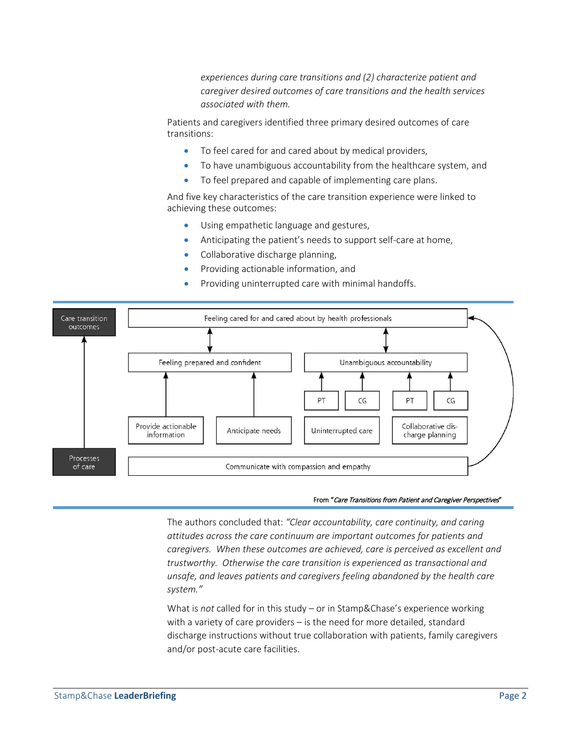*experiences during care transitions and (2) characterize patient and caregiver desired outcomes of care transitions and the health services associated with them.*

Patients and caregivers identified three primary desired outcomes of care transitions:

- To feel cared for and cared about by medical providers,
- To have unambiguous accountability from the healthcare system, and
- To feel prepared and capable of implementing care plans.

And five key characteristics of the care transition experience were linked to achieving these outcomes:

- Using empathetic language and gestures,
- Anticipating the patient's needs to support self-care at home,
- Collaborative discharge planning,
- Providing actionable information, and
- Providing uninterrupted care with minimal handoffs.

Care transition outcomes

Feeling cared for and cared about by health professionals

Feeling prepared and confident

Unambiguous accountability

PT | CG | PT | CG

Provide actionable information

Anticipate needs

Uninterrupted care

Collaborative discharge planning

Processes of care

Communicate with compassion and empathy

From "*Care Transitions from Patient and Caregiver Perspectives*"

The authors concluded that: *"Clear accountability, care continuity, and caring attitudes across the care continuum are important outcomes for patients and caregivers. When these outcomes are achieved, care is perceived as excellent and trustworthy. Otherwise the care transition is experienced as transactional and unsafe, and leaves patients and caregivers feeling abandoned by the health care system."*

What is *not* called for in this study – or in Stamp&Chase's experience working with a variety of care providers – is the need for more detailed, standard discharge instructions without true collaboration with patients, family caregivers and/or post-acute care facilities.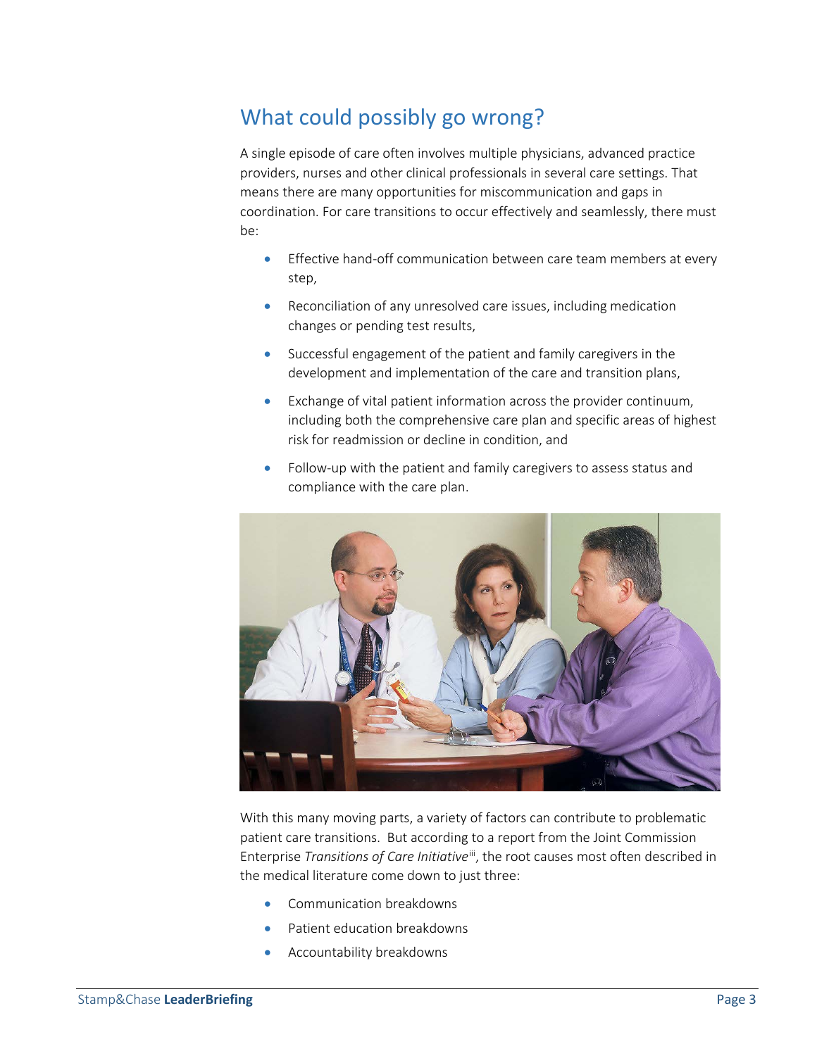## What could possibly go wrong?

A single episode of care often involves multiple physicians, advanced practice providers, nurses and other clinical professionals in several care settings. That means there are many opportunities for miscommunication and gaps in coordination. For care transitions to occur effectively and seamlessly, there must be:

- Effective hand-off communication between care team members at every step,
- Reconciliation of any unresolved care issues, including medication changes or pending test results,
- Successful engagement of the patient and family caregivers in the development and implementation of the care and transition plans,
- Exchange of vital patient information across the provider continuum, including both the comprehensive care plan and specific areas of highest risk for readmission or decline in condition, and
- Follow-up with the patient and family caregivers to assess status and compliance with the care plan.

With this many moving parts, a variety of factors can contribute to problematic patient care transitions. But according to a report from the Joint Commission Enterprise *Transitions of Care Initiative*[iii], the root causes most often described in the medical literature come down to just three:

- Communication breakdowns
- Patient education breakdowns
- Accountability breakdowns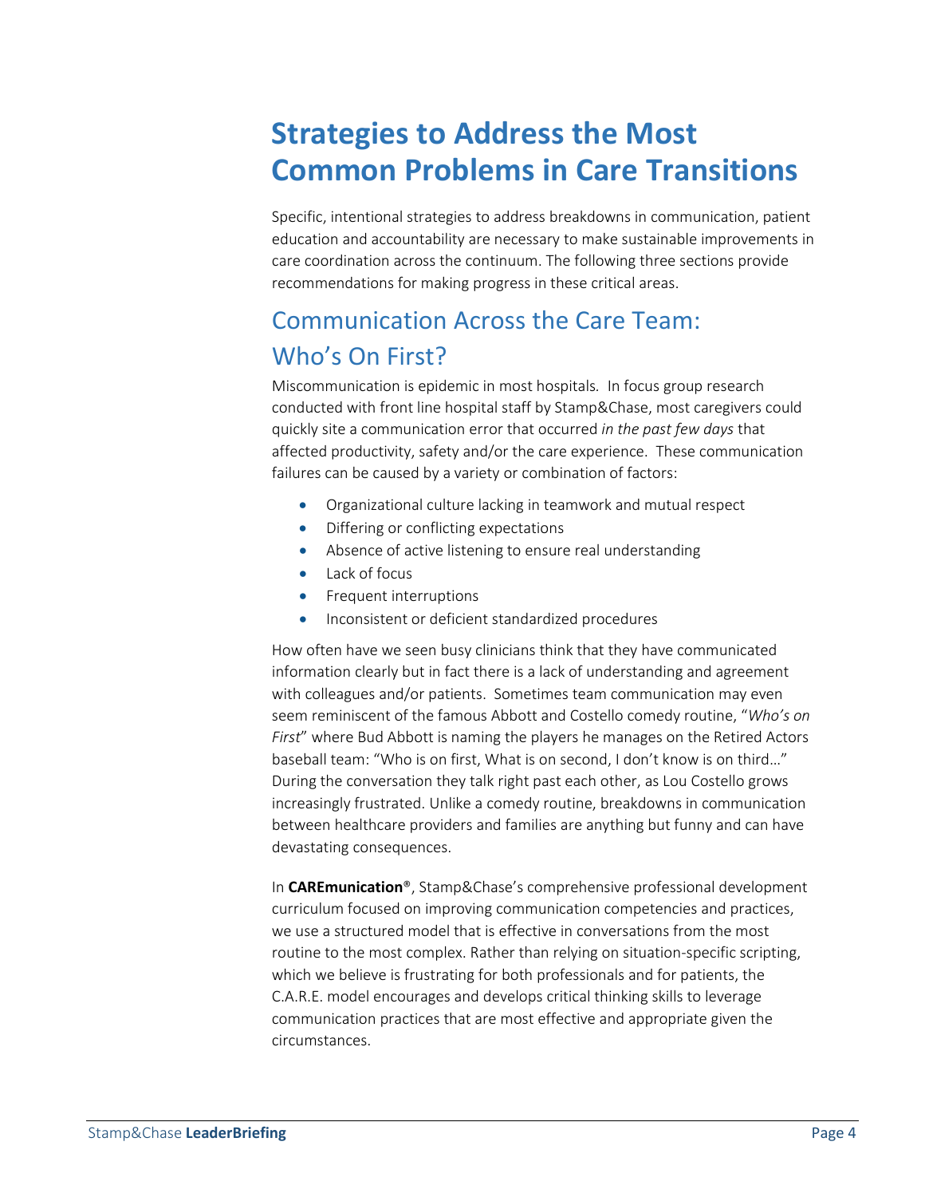# Strategies to Address the Most Common Problems in Care Transitions

Specific, intentional strategies to address breakdowns in communication, patient education and accountability are necessary to make sustainable improvements in care coordination across the continuum. The following three sections provide recommendations for making progress in these critical areas.

## Communication Across the Care Team: Who's On First?

Miscommunication is epidemic in most hospitals. In focus group research conducted with front line hospital staff by Stamp&Chase, most caregivers could quickly site a communication error that occurred *in the past few days* that affected productivity, safety and/or the care experience. These communication failures can be caused by a variety or combination of factors:

- Organizational culture lacking in teamwork and mutual respect
- Differing or conflicting expectations
- Absence of active listening to ensure real understanding
- Lack of focus
- Frequent interruptions
- Inconsistent or deficient standardized procedures

How often have we seen busy clinicians think that they have communicated information clearly but in fact there is a lack of understanding and agreement with colleagues and/or patients. Sometimes team communication may even seem reminiscent of the famous Abbott and Costello comedy routine, "*Who's on First*" where Bud Abbott is naming the players he manages on the Retired Actors baseball team: "Who is on first, What is on second, I don't know is on third…" During the conversation they talk right past each other, as Lou Costello grows increasingly frustrated. Unlike a comedy routine, breakdowns in communication between healthcare providers and families are anything but funny and can have devastating consequences.

In **CAREmunication**®, Stamp&Chase's comprehensive professional development curriculum focused on improving communication competencies and practices, we use a structured model that is effective in conversations from the most routine to the most complex. Rather than relying on situation-specific scripting, which we believe is frustrating for both professionals and for patients, the C.A.R.E. model encourages and develops critical thinking skills to leverage communication practices that are most effective and appropriate given the circumstances.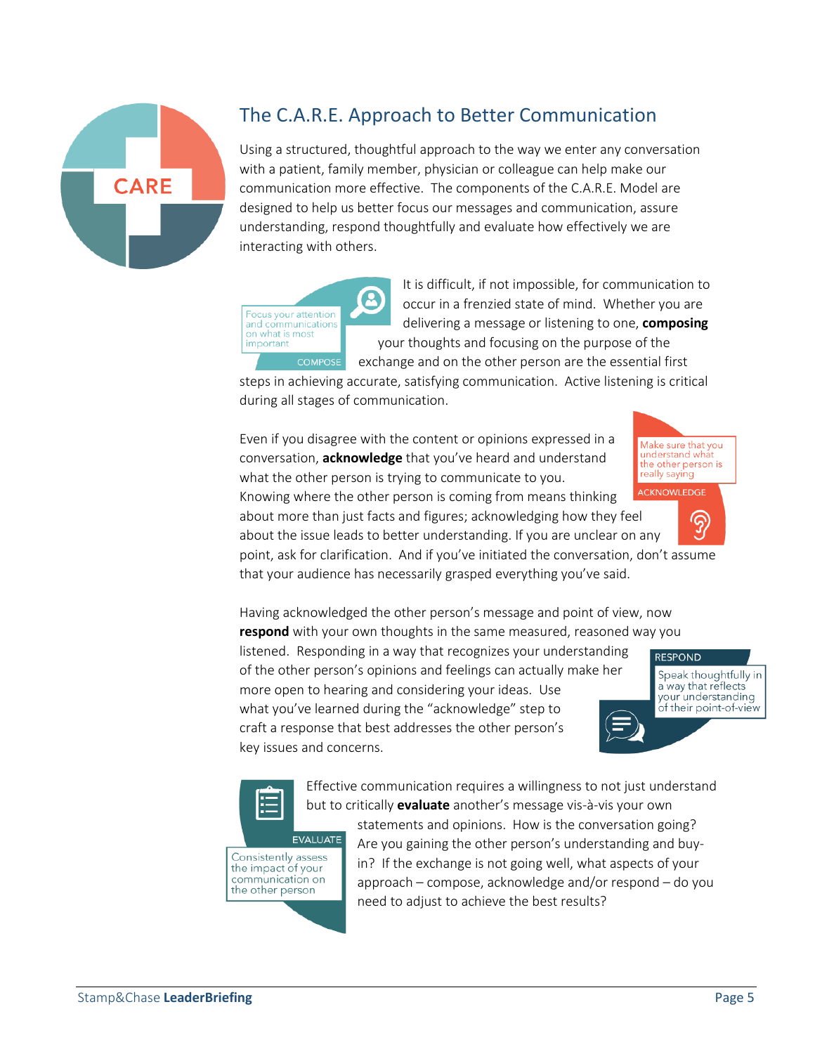## The C.A.R.E. Approach to Better Communication

Using a structured, thoughtful approach to the way we enter any conversation with a patient, family member, physician or colleague can help make our communication more effective. The components of the C.A.R.E. Model are designed to help us better focus our messages and communication, assure understanding, respond thoughtfully and evaluate how effectively we are interacting with others.

COMPOSE — Focus your attention and communications on what is most important

It is difficult, if not impossible, for communication to occur in a frenzied state of mind. Whether you are delivering a message or listening to one, **composing** your thoughts and focusing on the purpose of the exchange and on the other person are the essential first steps in achieving accurate, satisfying communication. Active listening is critical during all stages of communication.

ACKNOWLEDGE — Make sure that you understand what the other person is really saying

Even if you disagree with the content or opinions expressed in a conversation, **acknowledge** that you've heard and understand what the other person is trying to communicate to you. Knowing where the other person is coming from means thinking about more than just facts and figures; acknowledging how they feel about the issue leads to better understanding. If you are unclear on any point, ask for clarification. And if you've initiated the conversation, don't assume that your audience has necessarily grasped everything you've said.

RESPOND — Speak thoughtfully in a way that reflects your understanding of their point-of-view

Having acknowledged the other person's message and point of view, now **respond** with your own thoughts in the same measured, reasoned way you listened. Responding in a way that recognizes your understanding of the other person's opinions and feelings can actually make her more open to hearing and considering your ideas. Use what you've learned during the "acknowledge" step to craft a response that best addresses the other person's key issues and concerns.

EVALUATE — Consistently assess the impact of your communication on the other person

Effective communication requires a willingness to not just understand but to critically **evaluate** another's message vis-à-vis your own statements and opinions. How is the conversation going? Are you gaining the other person's understanding and buy-in? If the exchange is not going well, what aspects of your approach – compose, acknowledge and/or respond – do you need to adjust to achieve the best results?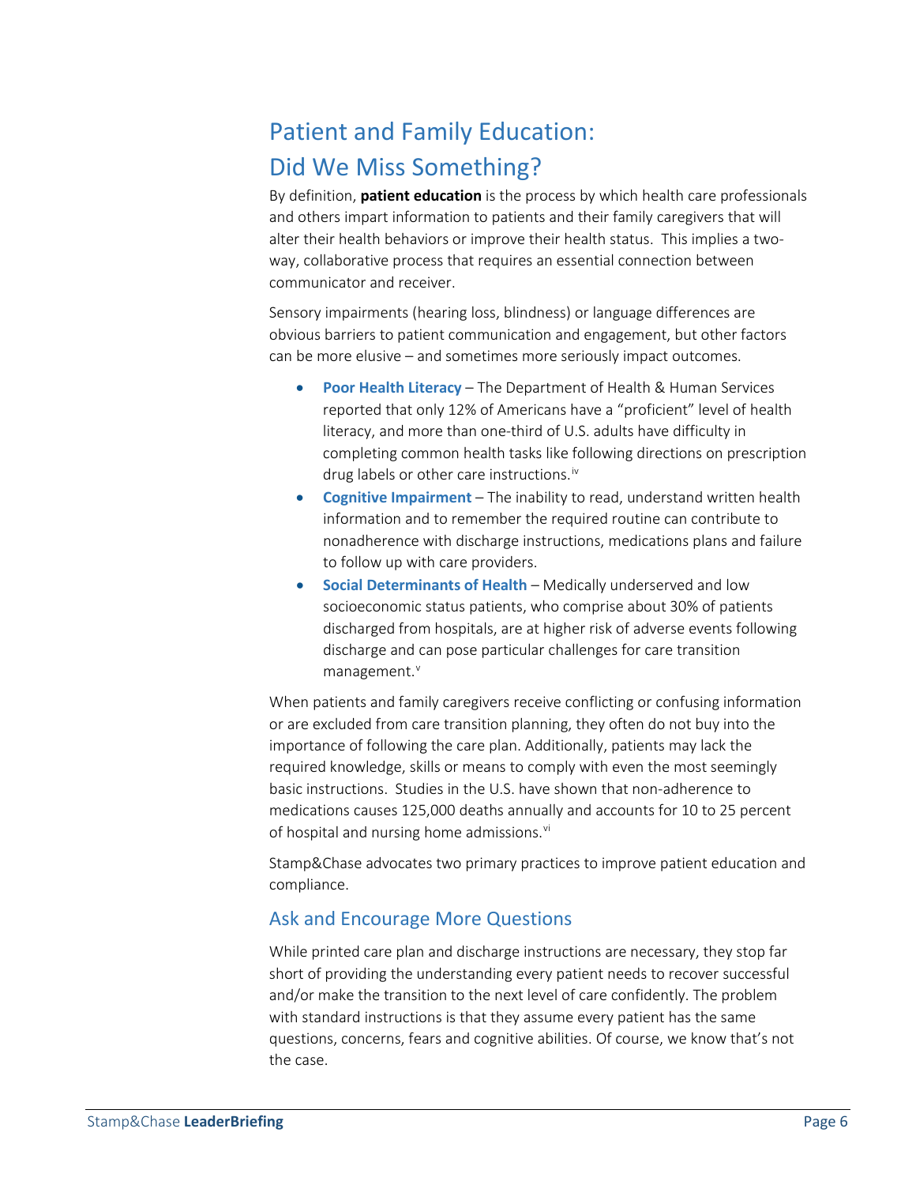## Patient and Family Education: Did We Miss Something?

By definition, **patient education** is the process by which health care professionals and others impart information to patients and their family caregivers that will alter their health behaviors or improve their health status. This implies a two-way, collaborative process that requires an essential connection between communicator and receiver.

Sensory impairments (hearing loss, blindness) or language differences are obvious barriers to patient communication and engagement, but other factors can be more elusive – and sometimes more seriously impact outcomes.

- **Poor Health Literacy** – The Department of Health & Human Services reported that only 12% of Americans have a "proficient" level of health literacy, and more than one-third of U.S. adults have difficulty in completing common health tasks like following directions on prescription drug labels or other care instructions.[iv]
- **Cognitive Impairment** – The inability to read, understand written health information and to remember the required routine can contribute to nonadherence with discharge instructions, medications plans and failure to follow up with care providers.
- **Social Determinants of Health** – Medically underserved and low socioeconomic status patients, who comprise about 30% of patients discharged from hospitals, are at higher risk of adverse events following discharge and can pose particular challenges for care transition management.[v]

When patients and family caregivers receive conflicting or confusing information or are excluded from care transition planning, they often do not buy into the importance of following the care plan. Additionally, patients may lack the required knowledge, skills or means to comply with even the most seemingly basic instructions. Studies in the U.S. have shown that non-adherence to medications causes 125,000 deaths annually and accounts for 10 to 25 percent of hospital and nursing home admissions.[vi]

Stamp&Chase advocates two primary practices to improve patient education and compliance.

### Ask and Encourage More Questions

While printed care plan and discharge instructions are necessary, they stop far short of providing the understanding every patient needs to recover successful and/or make the transition to the next level of care confidently. The problem with standard instructions is that they assume every patient has the same questions, concerns, fears and cognitive abilities. Of course, we know that's not the case.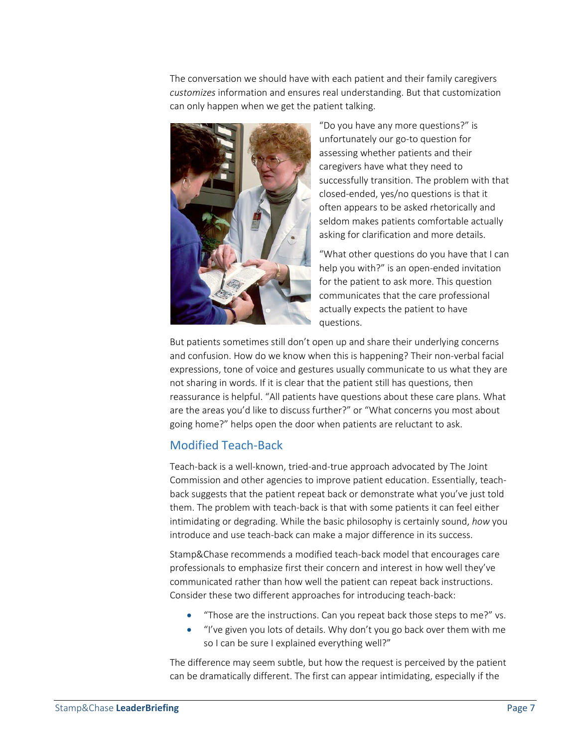The conversation we should have with each patient and their family caregivers *customizes* information and ensures real understanding. But that customization can only happen when we get the patient talking.

"Do you have any more questions?" is unfortunately our go-to question for assessing whether patients and their caregivers have what they need to successfully transition. The problem with that closed-ended, yes/no questions is that it often appears to be asked rhetorically and seldom makes patients comfortable actually asking for clarification and more details.

"What other questions do you have that I can help you with?" is an open-ended invitation for the patient to ask more. This question communicates that the care professional actually expects the patient to have questions.

But patients sometimes still don't open up and share their underlying concerns and confusion. How do we know when this is happening? Their non-verbal facial expressions, tone of voice and gestures usually communicate to us what they are not sharing in words. If it is clear that the patient still has questions, then reassurance is helpful. "All patients have questions about these care plans. What are the areas you'd like to discuss further?" or "What concerns you most about going home?" helps open the door when patients are reluctant to ask.

## Modified Teach-Back

Teach-back is a well-known, tried-and-true approach advocated by The Joint Commission and other agencies to improve patient education. Essentially, teach-back suggests that the patient repeat back or demonstrate what you've just told them. The problem with teach-back is that with some patients it can feel either intimidating or degrading. While the basic philosophy is certainly sound, *how* you introduce and use teach-back can make a major difference in its success.

Stamp&Chase recommends a modified teach-back model that encourages care professionals to emphasize first their concern and interest in how well they've communicated rather than how well the patient can repeat back instructions. Consider these two different approaches for introducing teach-back:

- "Those are the instructions. Can you repeat back those steps to me?" vs.
- "I've given you lots of details. Why don't you go back over them with me so I can be sure I explained everything well?"

The difference may seem subtle, but how the request is perceived by the patient can be dramatically different. The first can appear intimidating, especially if the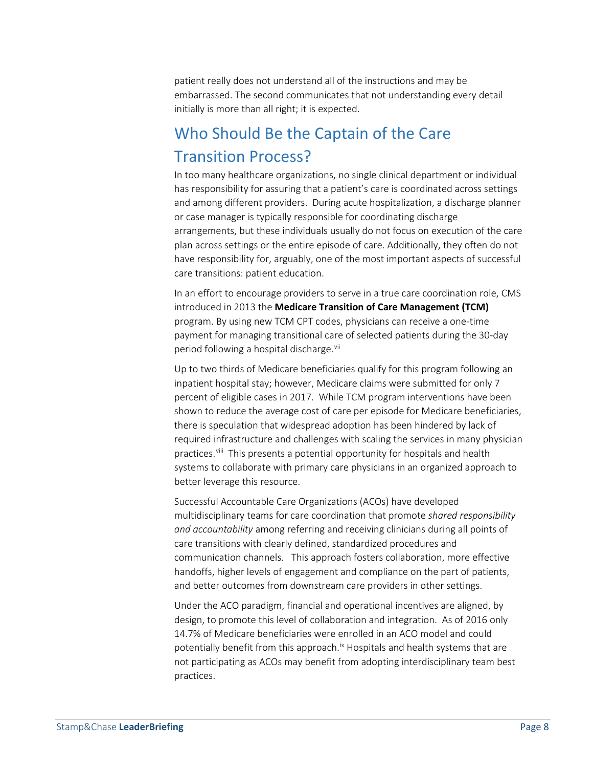patient really does not understand all of the instructions and may be embarrassed. The second communicates that not understanding every detail initially is more than all right; it is expected.

## Who Should Be the Captain of the Care Transition Process?

In too many healthcare organizations, no single clinical department or individual has responsibility for assuring that a patient's care is coordinated across settings and among different providers. During acute hospitalization, a discharge planner or case manager is typically responsible for coordinating discharge arrangements, but these individuals usually do not focus on execution of the care plan across settings or the entire episode of care. Additionally, they often do not have responsibility for, arguably, one of the most important aspects of successful care transitions: patient education.

In an effort to encourage providers to serve in a true care coordination role, CMS introduced in 2013 the **Medicare Transition of Care Management (TCM)** program. By using new TCM CPT codes, physicians can receive a one-time payment for managing transitional care of selected patients during the 30-day period following a hospital discharge.[vii]

Up to two thirds of Medicare beneficiaries qualify for this program following an inpatient hospital stay; however, Medicare claims were submitted for only 7 percent of eligible cases in 2017. While TCM program interventions have been shown to reduce the average cost of care per episode for Medicare beneficiaries, there is speculation that widespread adoption has been hindered by lack of required infrastructure and challenges with scaling the services in many physician practices.[viii] This presents a potential opportunity for hospitals and health systems to collaborate with primary care physicians in an organized approach to better leverage this resource.

Successful Accountable Care Organizations (ACOs) have developed multidisciplinary teams for care coordination that promote *shared responsibility and accountability* among referring and receiving clinicians during all points of care transitions with clearly defined, standardized procedures and communication channels. This approach fosters collaboration, more effective handoffs, higher levels of engagement and compliance on the part of patients, and better outcomes from downstream care providers in other settings.

Under the ACO paradigm, financial and operational incentives are aligned, by design, to promote this level of collaboration and integration. As of 2016 only 14.7% of Medicare beneficiaries were enrolled in an ACO model and could potentially benefit from this approach.[ix] Hospitals and health systems that are not participating as ACOs may benefit from adopting interdisciplinary team best practices.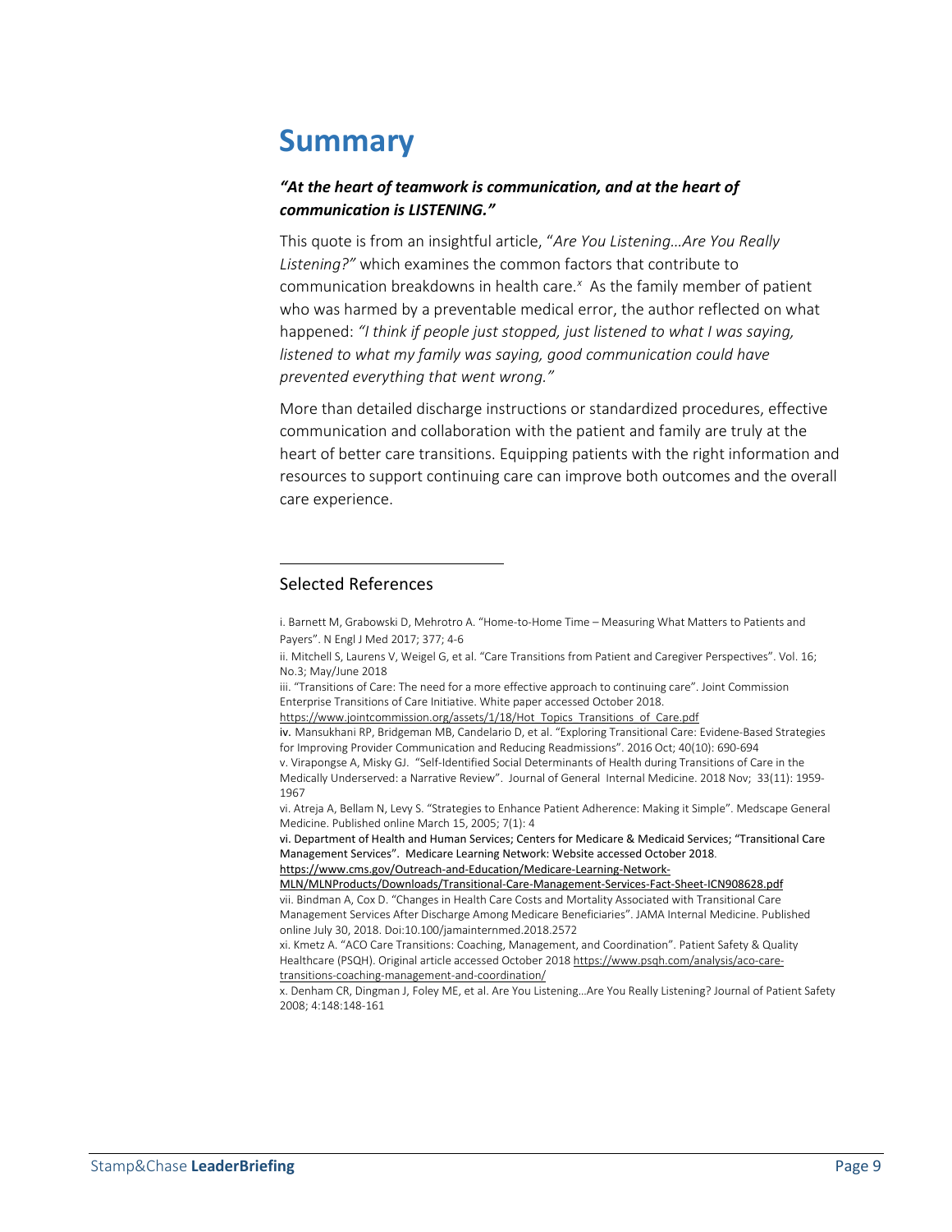# Summary

***"At the heart of teamwork is communication, and at the heart of communication is LISTENING."***

This quote is from an insightful article, "*Are You Listening…Are You Really Listening?"* which examines the common factors that contribute to communication breakdowns in health care.[x] As the family member of patient who was harmed by a preventable medical error, the author reflected on what happened: *"I think if people just stopped, just listened to what I was saying, listened to what my family was saying, good communication could have prevented everything that went wrong."*

More than detailed discharge instructions or standardized procedures, effective communication and collaboration with the patient and family are truly at the heart of better care transitions. Equipping patients with the right information and resources to support continuing care can improve both outcomes and the overall care experience.

---

Selected References

i. Barnett M, Grabowski D, Mehrotro A. "Home-to-Home Time – Measuring What Matters to Patients and Payers". N Engl J Med 2017; 377; 4-6

ii. Mitchell S, Laurens V, Weigel G, et al. "Care Transitions from Patient and Caregiver Perspectives". Vol. 16; No.3; May/June 2018

iii. "Transitions of Care: The need for a more effective approach to continuing care". Joint Commission Enterprise Transitions of Care Initiative. White paper accessed October 2018. https://www.jointcommission.org/assets/1/18/Hot_Topics_Transitions_of_Care.pdf

iv. Mansukhani RP, Bridgeman MB, Candelario D, et al. "Exploring Transitional Care: Evidene-Based Strategies for Improving Provider Communication and Reducing Readmissions". 2016 Oct; 40(10): 690-694

v. Virapongse A, Misky GJ. "Self-Identified Social Determinants of Health during Transitions of Care in the Medically Underserved: a Narrative Review". Journal of General Internal Medicine. 2018 Nov; 33(11): 1959-1967

vi. Atreja A, Bellam N, Levy S. "Strategies to Enhance Patient Adherence: Making it Simple". Medscape General Medicine. Published online March 15, 2005; 7(1): 4

vi. Department of Health and Human Services; Centers for Medicare & Medicaid Services; "Transitional Care Management Services". Medicare Learning Network: Website accessed October 2018. https://www.cms.gov/Outreach-and-Education/Medicare-Learning-Network-MLN/MLNProducts/Downloads/Transitional-Care-Management-Services-Fact-Sheet-ICN908628.pdf

vii. Bindman A, Cox D. "Changes in Health Care Costs and Mortality Associated with Transitional Care Management Services After Discharge Among Medicare Beneficiaries". JAMA Internal Medicine. Published online July 30, 2018. Doi:10.100/jamainternmed.2018.2572

xi. Kmetz A. "ACO Care Transitions: Coaching, Management, and Coordination". Patient Safety & Quality Healthcare (PSQH). Original article accessed October 2018 https://www.psqh.com/analysis/aco-care-transitions-coaching-management-and-coordination/

x. Denham CR, Dingman J, Foley ME, et al. Are You Listening…Are You Really Listening? Journal of Patient Safety 2008; 4:148:148-161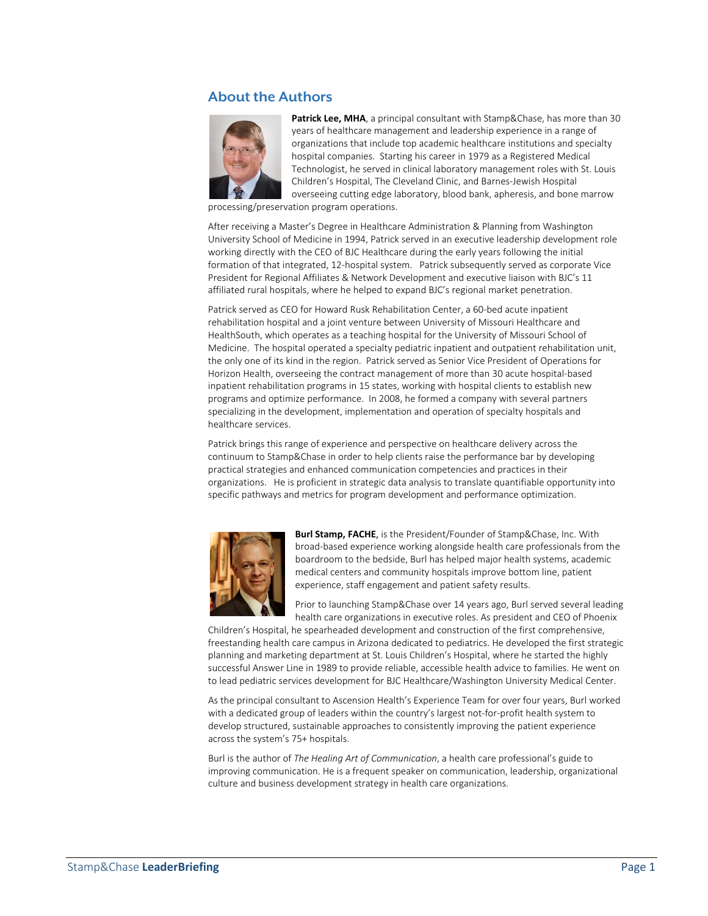## About the Authors

**Patrick Lee, MHA**, a principal consultant with Stamp&Chase, has more than 30 years of healthcare management and leadership experience in a range of organizations that include top academic healthcare institutions and specialty hospital companies. Starting his career in 1979 as a Registered Medical Technologist, he served in clinical laboratory management roles with St. Louis Children's Hospital, The Cleveland Clinic, and Barnes-Jewish Hospital overseeing cutting edge laboratory, blood bank, apheresis, and bone marrow processing/preservation program operations.

After receiving a Master's Degree in Healthcare Administration & Planning from Washington University School of Medicine in 1994, Patrick served in an executive leadership development role working directly with the CEO of BJC Healthcare during the early years following the initial formation of that integrated, 12-hospital system. Patrick subsequently served as corporate Vice President for Regional Affiliates & Network Development and executive liaison with BJC's 11 affiliated rural hospitals, where he helped to expand BJC's regional market penetration.

Patrick served as CEO for Howard Rusk Rehabilitation Center, a 60-bed acute inpatient rehabilitation hospital and a joint venture between University of Missouri Healthcare and HealthSouth, which operates as a teaching hospital for the University of Missouri School of Medicine. The hospital operated a specialty pediatric inpatient and outpatient rehabilitation unit, the only one of its kind in the region. Patrick served as Senior Vice President of Operations for Horizon Health, overseeing the contract management of more than 30 acute hospital-based inpatient rehabilitation programs in 15 states, working with hospital clients to establish new programs and optimize performance. In 2008, he formed a company with several partners specializing in the development, implementation and operation of specialty hospitals and healthcare services.

Patrick brings this range of experience and perspective on healthcare delivery across the continuum to Stamp&Chase in order to help clients raise the performance bar by developing practical strategies and enhanced communication competencies and practices in their organizations. He is proficient in strategic data analysis to translate quantifiable opportunity into specific pathways and metrics for program development and performance optimization.

**Burl Stamp, FACHE**, is the President/Founder of Stamp&Chase, Inc. With broad-based experience working alongside health care professionals from the boardroom to the bedside, Burl has helped major health systems, academic medical centers and community hospitals improve bottom line, patient experience, staff engagement and patient safety results.

Prior to launching Stamp&Chase over 14 years ago, Burl served several leading health care organizations in executive roles. As president and CEO of Phoenix Children's Hospital, he spearheaded development and construction of the first comprehensive, freestanding health care campus in Arizona dedicated to pediatrics. He developed the first strategic planning and marketing department at St. Louis Children's Hospital, where he started the highly successful Answer Line in 1989 to provide reliable, accessible health advice to families. He went on to lead pediatric services development for BJC Healthcare/Washington University Medical Center.

As the principal consultant to Ascension Health's Experience Team for over four years, Burl worked with a dedicated group of leaders within the country's largest not-for-profit health system to develop structured, sustainable approaches to consistently improving the patient experience across the system's 75+ hospitals.

Burl is the author of *The Healing Art of Communication*, a health care professional's guide to improving communication. He is a frequent speaker on communication, leadership, organizational culture and business development strategy in health care organizations.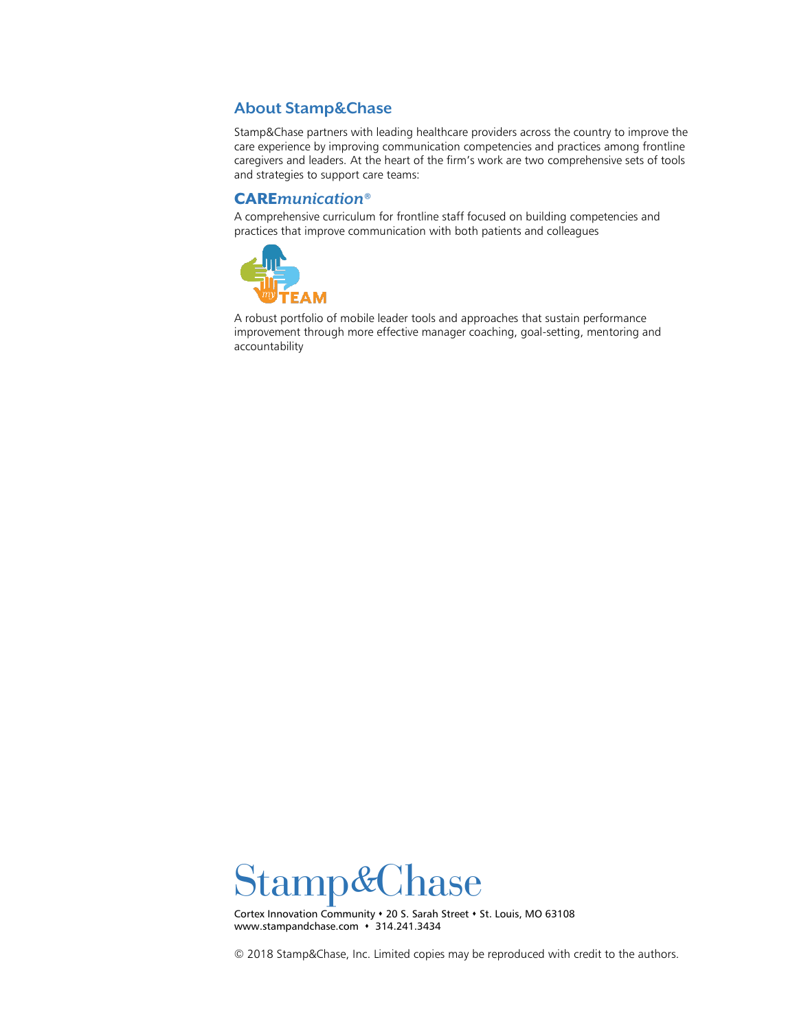## About Stamp&Chase

Stamp&Chase partners with leading healthcare providers across the country to improve the care experience by improving communication competencies and practices among frontline caregivers and leaders. At the heart of the firm's work are two comprehensive sets of tools and strategies to support care teams:

### **CARE***munication*®

A comprehensive curriculum for frontline staff focused on building competencies and practices that improve communication with both patients and colleagues

### *my*TEAM

A robust portfolio of mobile leader tools and approaches that sustain performance improvement through more effective manager coaching, goal-setting, mentoring and accountability

Stamp&Chase

Cortex Innovation Community • 20 S. Sarah Street • St. Louis, MO 63108
www.stampandchase.com • 314.241.3434

© 2018 Stamp&Chase, Inc. Limited copies may be reproduced with credit to the authors.